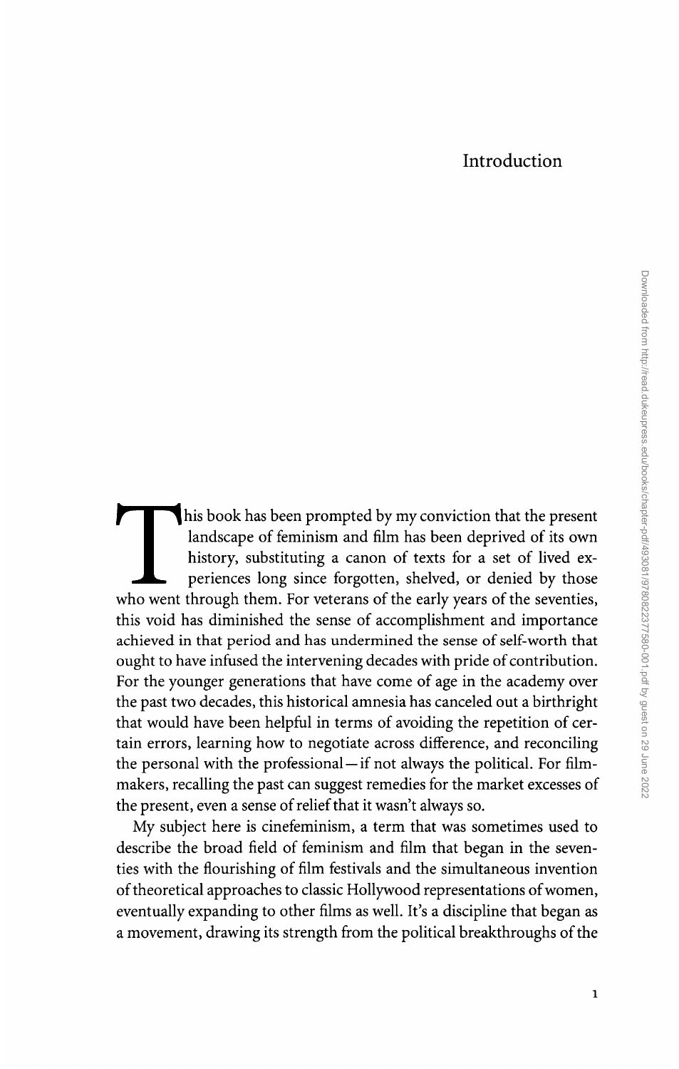# Introduction

This book has been prompted by my conviction that the present landscape of feminism and film has been deprived of its own history, substituting a canon of texts for a set of lived experiences long since forgotten, shelved, or denied by those who went through them. For veterans of the early years of the seventies, this void has diminished the sense of accomplishment and importance achieved in that period and has undermined the sense of self-worth that ought to have infused the intervening decades with pride of contribution. For the younger generations that have come of age in the academy over the past two decades, this historical amnesia has canceled out a birthright that would have been helpful in terms of avoiding the repetition of certain errors, learning how to negotiate across difference, and reconciling the personal with the professional—if not always the political. For filmmakers, recalling the past can suggest remedies for the market excesses of the present, even a sense of relief that it wasn't always so.

My subject here is cinefeminism, a term that was sometimes used to describe the broad field of feminism and film that began in the seventies with the flourishing of film festivals and the simultaneous invention of theoretical approaches to classic Hollywood representations of women, eventually expanding to other films as well. It's a discipline that began as a movement, drawing its strength from the political breakthroughs of the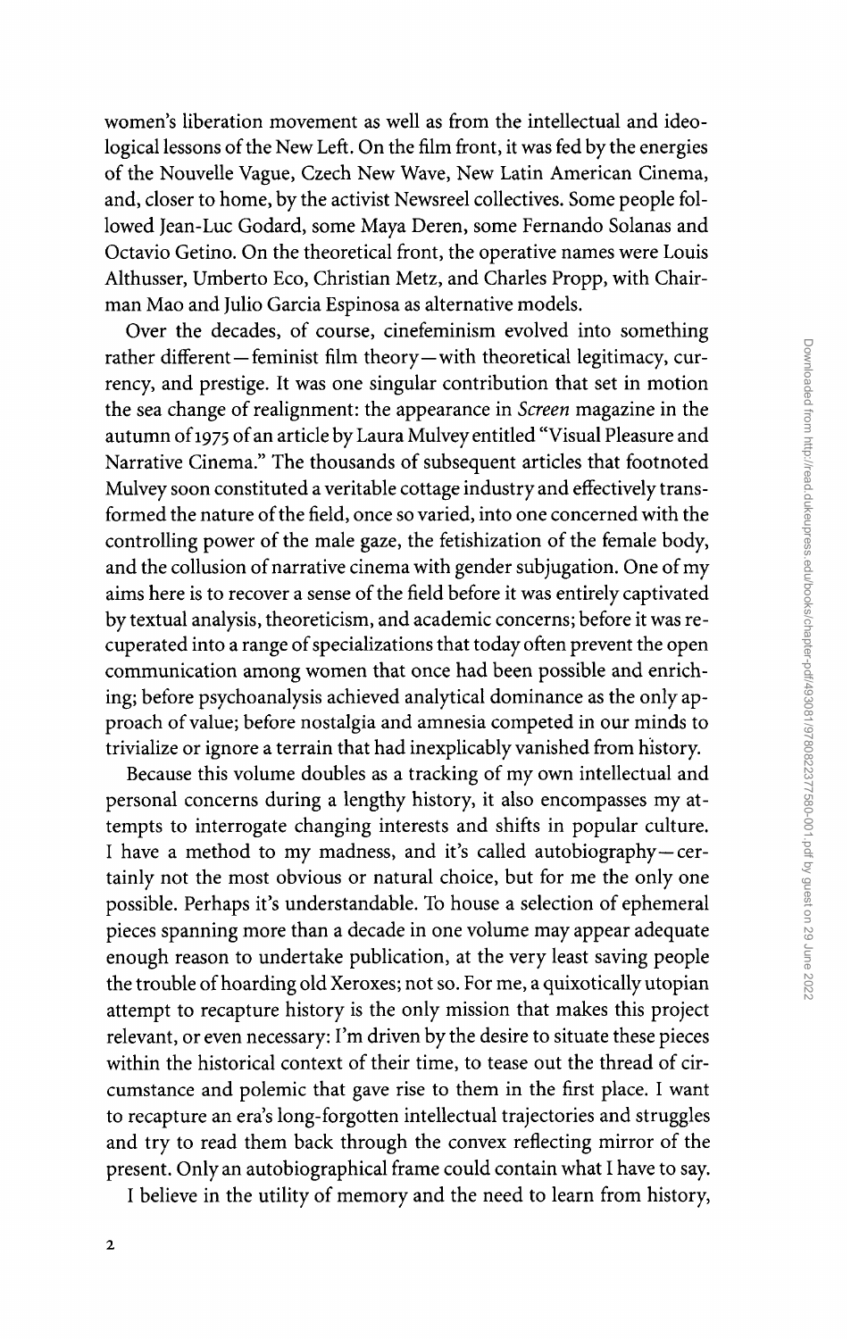women's liberation movement as well as from the intellectual and ideological lessons of the New Left. On the film front, it was fed by the energies of the Nouvelle Vague, Czech New Wave, New Latin American Cinema, and, closer to home, by the activist Newsreel collectives. Some people followed Jean-Luc Godard, some Maya Deren, some Fernando Solanas and Octavio Getino. On the theoretical front, the operative names were Louis Althusser, Umberto Eco, Christian Metz, and Charles Propp, with Chairman Mao and Julio Garcia Espinosa as alternative models.

Over the decades, of course, cinefeminism evolved into something rather different—feminist film theory—with theoretical legitimacy, currency, and prestige. It was one singular contribution that set in motion the sea change of realignment: the appearance in *Screen* magazine in the autumn of 1975 of an article by Laura Mulvey entitled "Visual Pleasure and Narrative Cinema." The thousands of subsequent articles that footnoted Mulvey soon constituted a veritable cottage industry and effectively transformed the nature of the field, once so varied, into one concerned with the controlling power of the male gaze, the fetishization of the female body, and the collusion of narrative cinema with gender subjugation. One of my aims here is to recover a sense of the field before it was entirely captivated by textual analysis, theoreticism, and academic concerns; before it was recuperated into a range of specializations that today often prevent the open communication among women that once had been possible and enriching; before psychoanalysis achieved analytical dominance as the only approach of value; before nostalgia and amnesia competed in our minds to trivialize or ignore a terrain that had inexplicably vanished from history.

Because this volume doubles as a tracking of my own intellectual and personal concerns during a lengthy history, it also encompasses my attempts to interrogate changing interests and shifts in popular culture. I have a method to my madness, and it's called autobiography—certainly not the most obvious or natural choice, but for me the only one possible. Perhaps it's understandable. To house a selection of ephemeral pieces spanning more than a decade in one volume may appear adequate enough reason to undertake publication, at the very least saving people the trouble of hoarding old Xeroxes; not so. For me, a quixotically utopian attempt to recapture history is the only mission that makes this project relevant, or even necessary: I'm driven by the desire to situate these pieces within the historical context of their time, to tease out the thread of circumstance and polemic that gave rise to them in the first place. I want to recapture an era's long-forgotten intellectual trajectories and struggles and try to read them back through the convex reflecting mirror of the present. Only an autobiographical frame could contain what I have to say.

I believe in the utility of memory and the need to learn from history,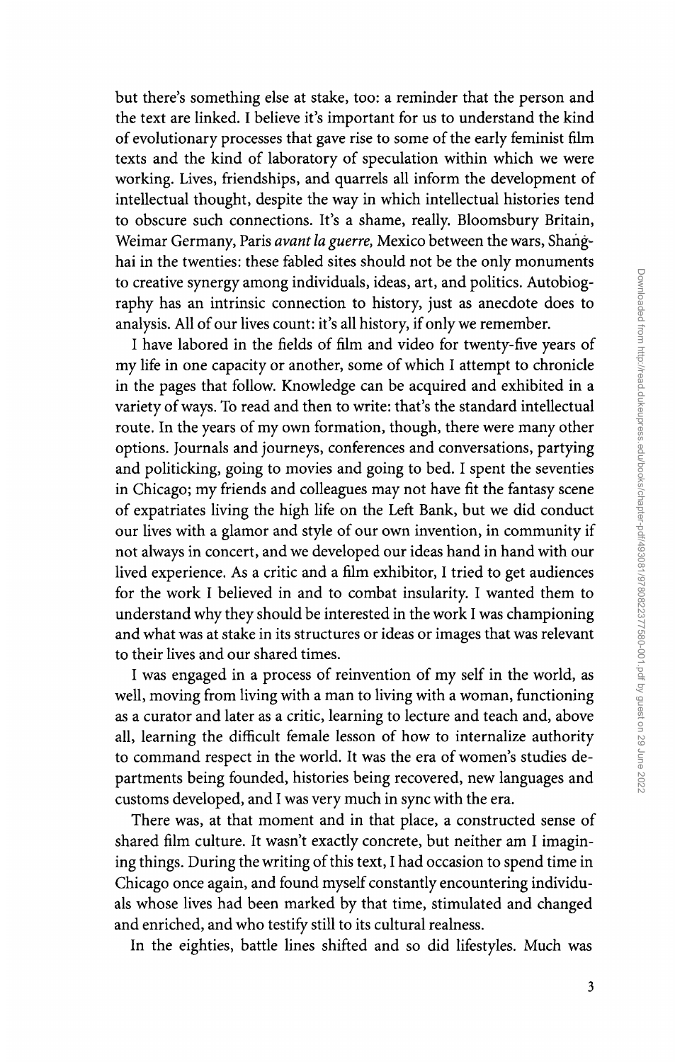but there's something else at stake, too: a reminder that the person and the text are linked. I believe it's important for us to understand the kind of evolutionary processes that gave rise to some of the early feminist film texts and the kind of laboratory of speculation within which we were working. Lives, friendships, and quarrels all inform the development of intellectual thought, despite the way in which intellectual histories tend to obscure such connections. It's a shame, really. Bloomsbury Britain, Weimar Germany, Paris *avant la guerre,* Mexico between the wars, Shanghai in the twenties: these fabled sites should not be the only monuments to creative synergy among individuals, ideas, art, and politics. Autobiography has an intrinsic connection to history, just as anecdote does to analysis. All of our lives count: it's all history, if only we remember.

I have labored in the fields of film and video for twenty-five years of my life in one capacity or another, some of which I attempt to chronicle in the pages that follow. Knowledge can be acquired and exhibited in a variety of ways. To read and then to write: that's the standard intellectual route. In the years of my own formation, though, there were many other options. Journals and journeys, conferences and conversations, partying and politicking, going to movies and going to bed. I spent the seventies in Chicago; my friends and colleagues may not have fit the fantasy scene of expatriates living the high life on the Left Bank, but we did conduct our lives with a glamor and style of our own invention, in community if not always in concert, and we developed our ideas hand in hand with our lived experience. As a critic and a film exhibitor, I tried to get audiences for the work I believed in and to combat insularity. I wanted them to understand why they should be interested in the work I was championing and what was at stake in its structures or ideas or images that was relevant to their lives and our shared times.

I was engaged in a process of reinvention of my self in the world, as well, moving from living with a man to living with a woman, functioning as a curator and later as a critic, learning to lecture and teach and, above all, learning the difficult female lesson of how to internalize authority to command respect in the world. It was the era of women's studies departments being founded, histories being recovered, new languages and customs developed, and I was very much in sync with the era.

There was, at that moment and in that place, a constructed sense of shared film culture. It wasn't exactly concrete, but neither am I imagining things. During the writing of this text, I had occasion to spend time in Chicago once again, and found myself constantly encountering individuals whose lives had been marked by that time, stimulated and changed and enriched, and who testify still to its cultural realness.

In the eighties, battle lines shifted and so did lifestyles. Much was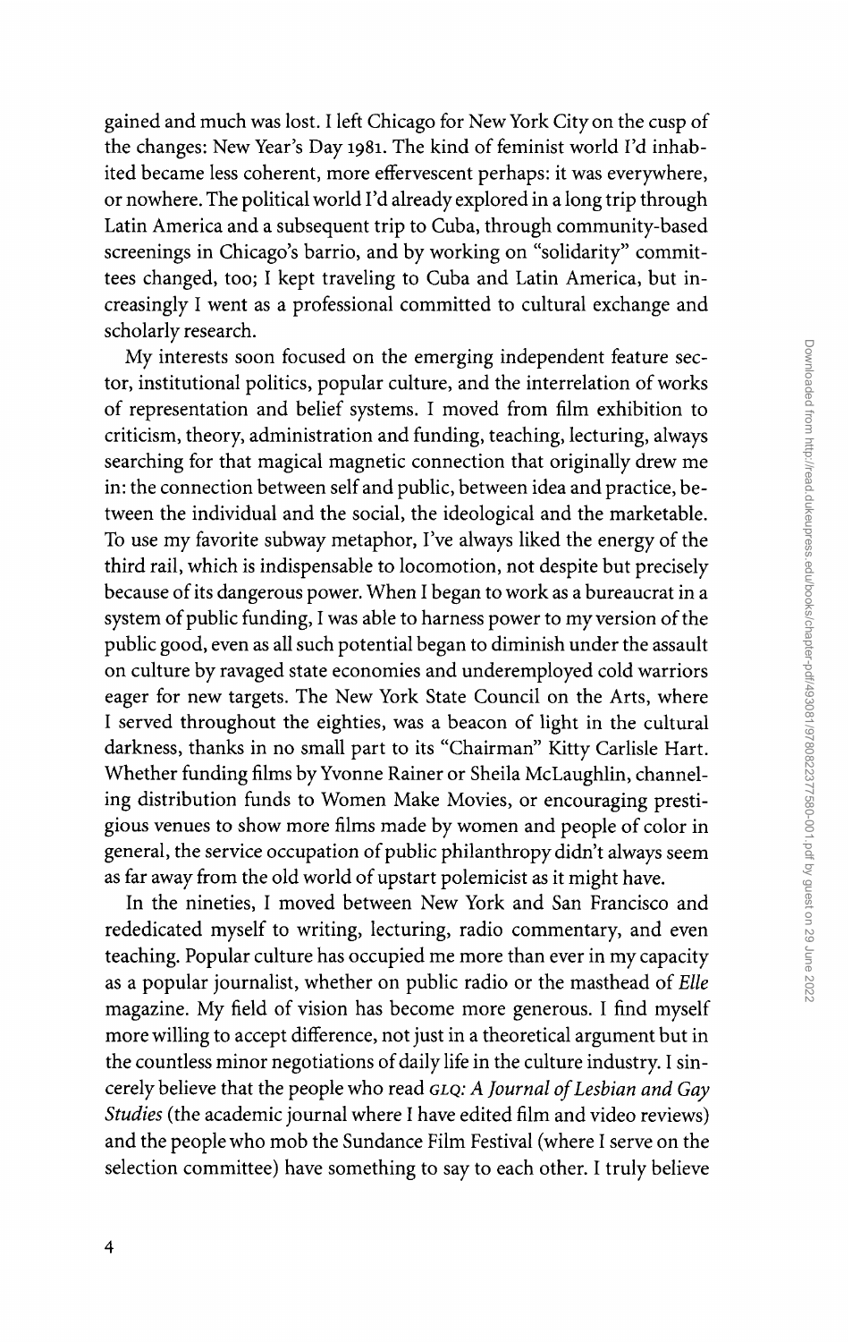gained and much was lost. I left Chicago for New York City on the cusp of the changes: New Year's Day 1981. The kind of feminist world I'd inhabited became less coherent, more effervescent perhaps: it was everywhere, or nowhere. The political world I'd already explored in a long trip through Latin America and a subsequent trip to Cuba, through community-based screenings in Chicago's barrio, and by working on "solidarity" committees changed, too; I kept traveling to Cuba and Latin America, but increasingly I went as a professional committed to cultural exchange and scholarly research.

My interests soon focused on the emerging independent feature sector, institutional politics, popular culture, and the interrelation of works of representation and belief systems. I moved from film exhibition to criticism, theory, administration and funding, teaching, lecturing, always searching for that magical magnetic connection that originally drew me in: the connection between self and public, between idea and practice, between the individual and the social, the ideological and the marketable. To use my favorite subway metaphor, I've always liked the energy of the third rail, which is indispensable to locomotion, not despite but precisely because of its dangerous power. When I began to work as a bureaucrat in a system of public funding, I was able to harness power to my version of the public good, even as all such potential began to diminish under the assault on culture by ravaged state economies and underemployed cold warriors eager for new targets. The New York State Council on the Arts, where I served throughout the eighties, was a beacon of light in the cultural darkness, thanks in no small part to its "Chairman" Kitty Carlisle Hart. Whether funding films by Yvonne Rainer or Sheila McLaughlin, channeling distribution funds to Women Make Movies, or encouraging prestigious venues to show more films made by women and people of color in general, the service occupation of public philanthropy didn't always seem as far away from the old world of upstart polemicist as it might have.

In the nineties, I moved between New York and San Francisco and rededicated myself to writing, lecturing, radio commentary, and even teaching. Popular culture has occupied me more than ever in my capacity as a popular journalist, whether on public radio or the masthead of *Elle* magazine. My field of vision has become more generous. I find myself more willing to accept difference, not just in a theoretical argument but in the countless minor negotiations of daily life in the culture industry. I sincerely believe that the people who read *GLQ: A Journal of Lesbian and Gay Studies* (the academic journal where I have edited film and video reviews) and the people who mob the Sundance Film Festival (where I serve on the selection committee) have something to say to each other. I truly believe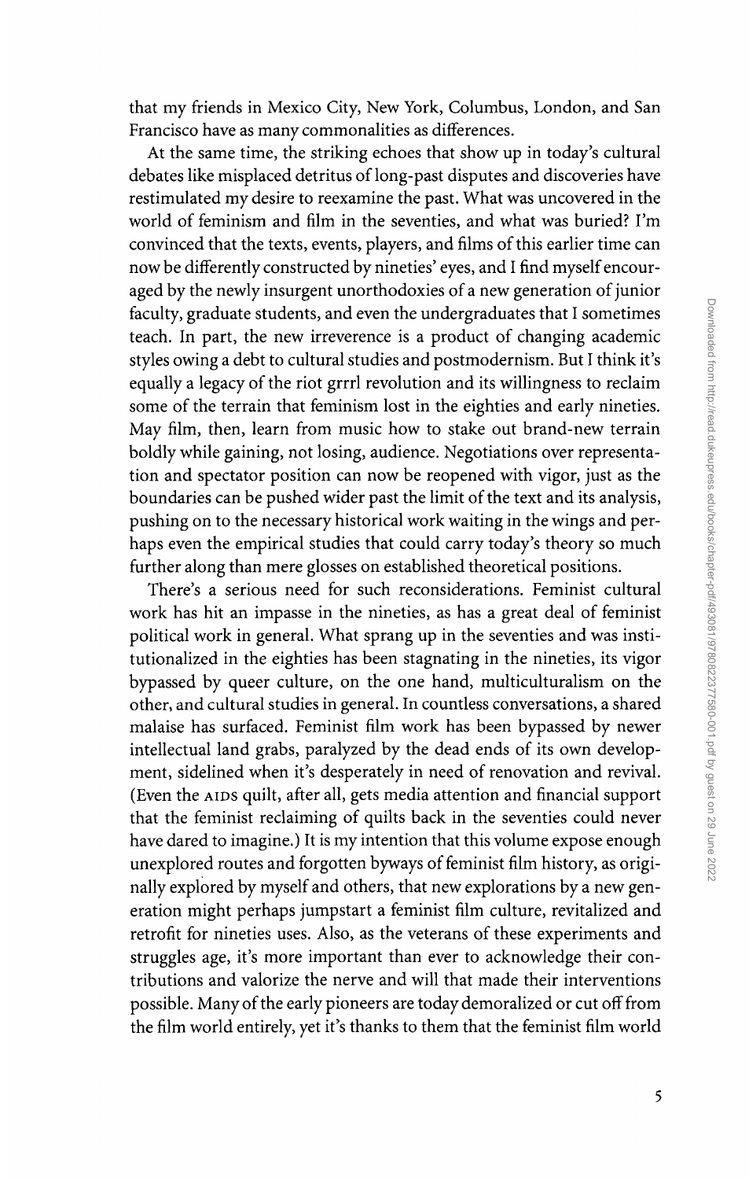that my friends in Mexico City, New York, Columbus, London, and San Francisco have as many commonalities as differences.

At the same time, the striking echoes that show up in today's cultural debates like misplaced detritus of long-past disputes and discoveries have restimulated my desire to reexamine the past. What was uncovered in the world of feminism and film in the seventies, and what was buried? I'm convinced that the texts, events, players, and films of this earlier time can now be differently constructed by nineties' eyes, and I find myself encouraged by the newly insurgent unorthodoxies of a new generation of junior faculty, graduate students, and even the undergraduates that I sometimes teach. In part, the new irreverence is a product of changing academic styles owing a debt to cultural studies and postmodernism. But I think it's equally a legacy of the riot grrrl revolution and its willingness to reclaim some of the terrain that feminism lost in the eighties and early nineties. May film, then, learn from music how to stake out brand-new terrain boldly while gaining, not losing, audience. Negotiations over representation and spectator position can now be reopened with vigor, just as the boundaries can be pushed wider past the limit of the text and its analysis, pushing on to the necessary historical work waiting in the wings and perhaps even the empirical studies that could carry today's theory so much further along than mere glosses on established theoretical positions.

There's a serious need for such reconsiderations. Feminist cultural work has hit an impasse in the nineties, as has a great deal of feminist political work in general. What sprang up in the seventies and was institutionalized in the eighties has been stagnating in the nineties, its vigor bypassed by queer culture, on the one hand, multiculturalism on the other, and cultural studies in general. In countless conversations, a shared malaise has surfaced. Feminist film work has been bypassed by newer intellectual land grabs, paralyzed by the dead ends of its own development, sidelined when it's desperately in need of renovation and revival. (Even the AIDS quilt, after all, gets media attention and financial support that the feminist reclaiming of quilts back in the seventies could never have dared to imagine.) It is my intention that this volume expose enough unexplored routes and forgotten byways of feminist film history, as originally explored by myself and others, that new explorations by a new generation might perhaps jumpstart a feminist film culture, revitalized and retrofit for nineties uses. Also, as the veterans of these experiments and struggles age, it's more important than ever to acknowledge their contributions and valorize the nerve and will that made their interventions possible. Many of the early pioneers are today demoralized or cut off from the film world entirely, yet it's thanks to them that the feminist film world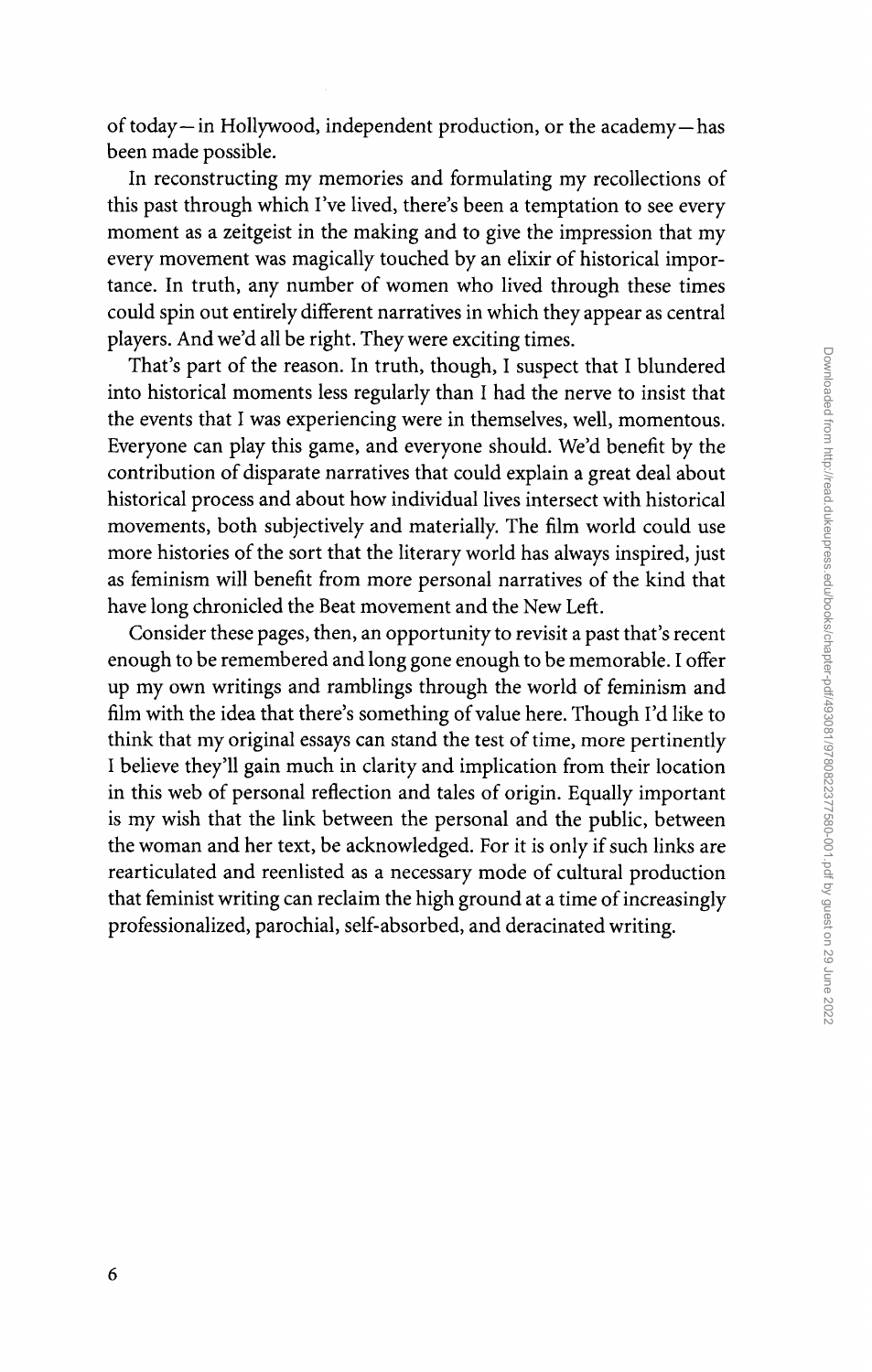of today—in Hollywood, independent production, or the academy—has been made possible.

In reconstructing my memories and formulating my recollections of this past through which I've lived, there's been a temptation to see every moment as a zeitgeist in the making and to give the impression that my every movement was magically touched by an elixir of historical importance. In truth, any number of women who lived through these times could spin out entirely different narratives in which they appear as central players. And we'd all be right. They were exciting times.

That's part of the reason. In truth, though, I suspect that I blundered into historical moments less regularly than I had the nerve to insist that the events that I was experiencing were in themselves, well, momentous. Everyone can play this game, and everyone should. We'd benefit by the contribution of disparate narratives that could explain a great deal about historical process and about how individual lives intersect with historical movements, both subjectively and materially. The film world could use more histories of the sort that the literary world has always inspired, just as feminism will benefit from more personal narratives of the kind that have long chronicled the Beat movement and the New Left.

Consider these pages, then, an opportunity to revisit a past that's recent enough to be remembered and long gone enough to be memorable. I offer up my own writings and ramblings through the world of feminism and film with the idea that there's something of value here. Though I'd like to think that my original essays can stand the test of time, more pertinently I believe they'll gain much in clarity and implication from their location in this web of personal reflection and tales of origin. Equally important is my wish that the link between the personal and the public, between the woman and her text, be acknowledged. For it is only if such links are rearticulated and reenlisted as a necessary mode of cultural production that feminist writing can reclaim the high ground at a time of increasingly professionalized, parochial, self-absorbed, and deracinated writing.